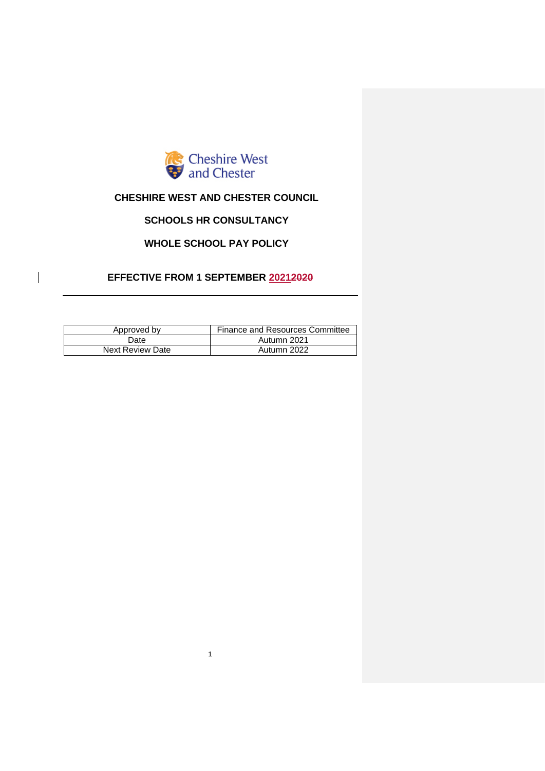Cheshire West and Chester

# CHESHIRE WEST AND CHESTER COUNCIL

## SCHOOLS HR CONSULTANCY

## WHOLE SCHOOL PAY POLICY

## EFFECTIVE FROM 1 SEPTEMBER 2021~~2020~~

| Approved by | Finance and Resources Committee |
| --- | --- |
| Date | Autumn 2021 |
| Next Review Date | Autumn 2022 |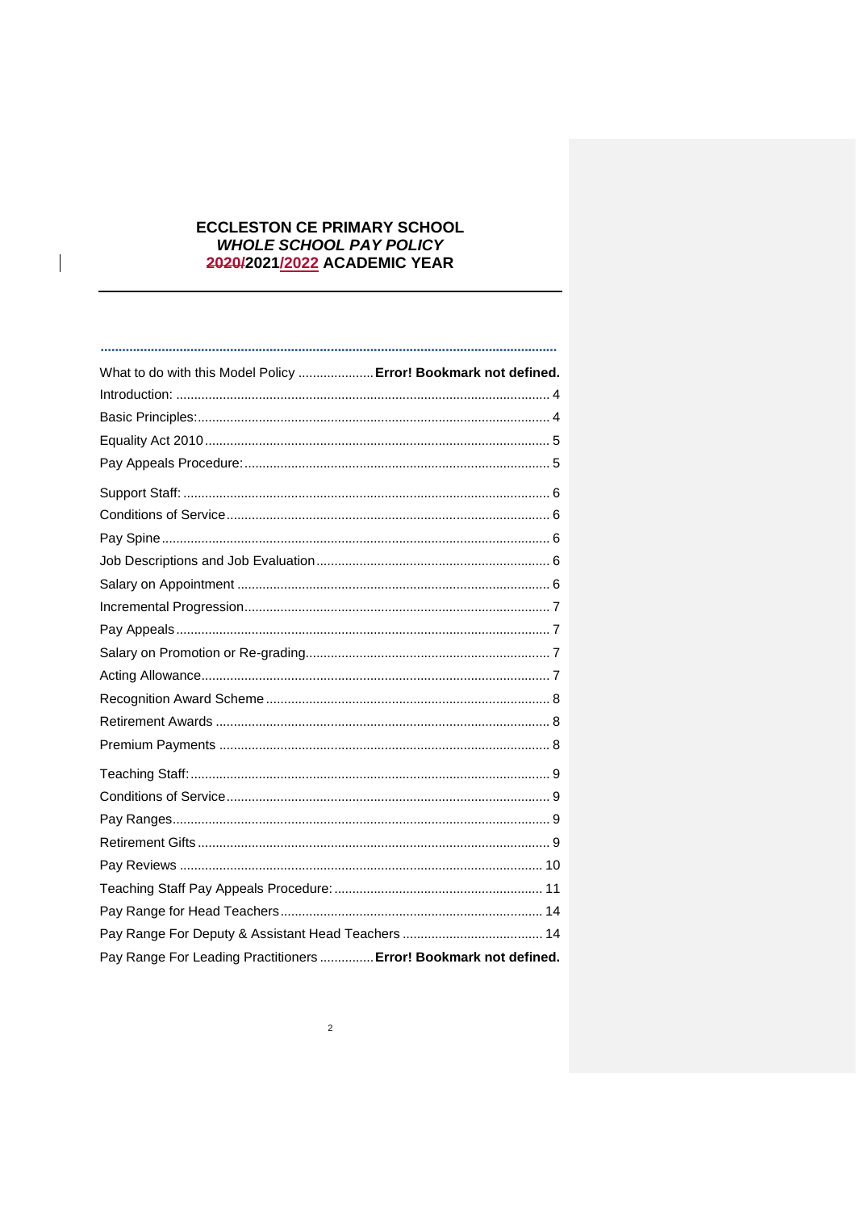# ECCLESTON CE PRIMARY SCHOOL
## *WHOLE SCHOOL PAY POLICY*
## ~~2020/~~2021/2022 ACADEMIC YEAR

---

What to do with this Model Policy ..................... **Error! Bookmark not defined.**
Introduction: ........................................................................................................ 4
Basic Principles:................................................................................................. 4
Equality Act 2010 ............................................................................................... 5
Pay Appeals Procedure: .................................................................................... 5

Support Staff: ..................................................................................................... 6
Conditions of Service......................................................................................... 6
Pay Spine ........................................................................................................... 6
Job Descriptions and Job Evaluation ................................................................ 6
Salary on Appointment ...................................................................................... 6
Incremental Progression.................................................................................... 7
Pay Appeals ....................................................................................................... 7
Salary on Promotion or Re-grading................................................................... 7
Acting Allowance................................................................................................ 7
Recognition Award Scheme .............................................................................. 8
Retirement Awards ............................................................................................ 8
Premium Payments ........................................................................................... 8

Teaching Staff:................................................................................................... 9
Conditions of Service......................................................................................... 9
Pay Ranges........................................................................................................ 9
Retirement Gifts ................................................................................................. 9
Pay Reviews .................................................................................................... 10
Teaching Staff Pay Appeals Procedure: ......................................................... 11
Pay Range for Head Teachers......................................................................... 14
Pay Range For Deputy & Assistant Head Teachers ....................................... 14
Pay Range For Leading Practitioners ............... **Error! Bookmark not defined.**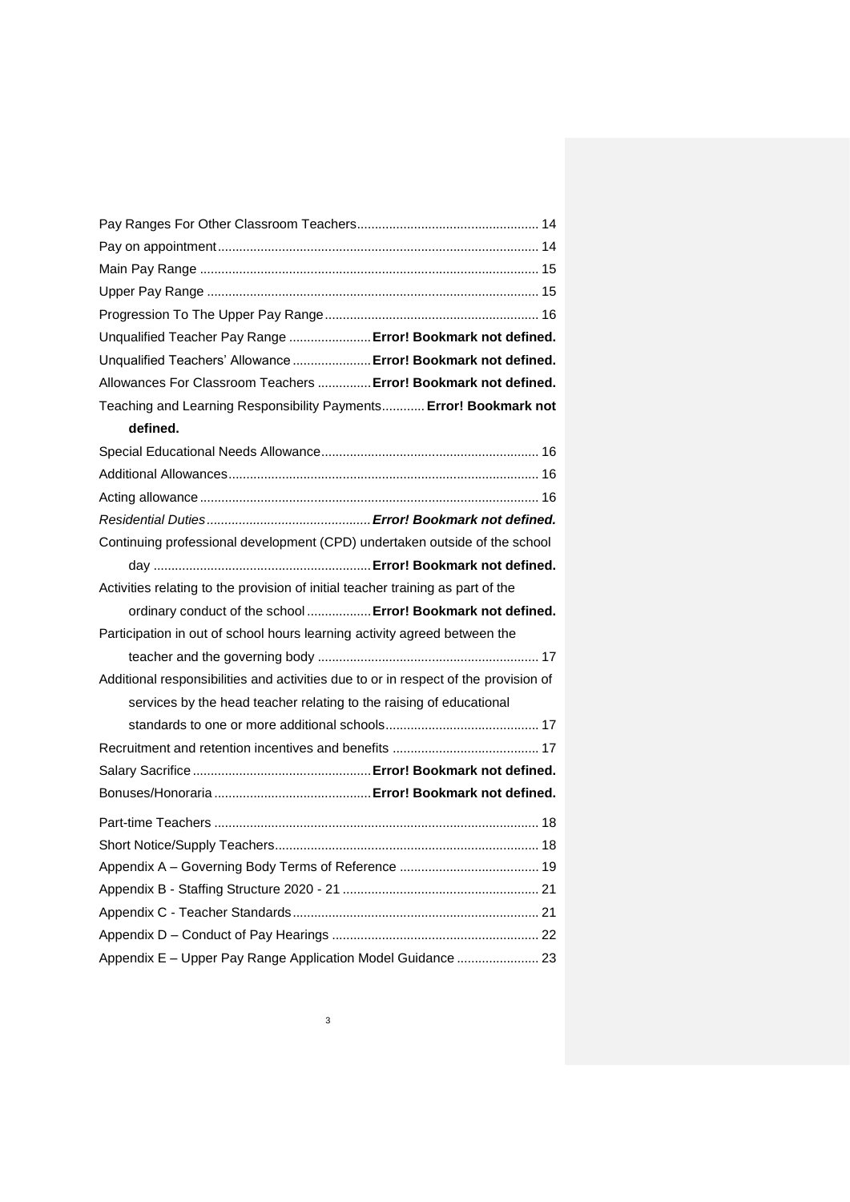Pay Ranges For Other Classroom Teachers ........ 14
Pay on appointment ........ 14
Main Pay Range ........ 15
Upper Pay Range ........ 15
Progression To The Upper Pay Range ........ 16
Unqualified Teacher Pay Range ........ **Error! Bookmark not defined.**
Unqualified Teachers' Allowance ........ **Error! Bookmark not defined.**
Allowances For Classroom Teachers ........ **Error! Bookmark not defined.**
Teaching and Learning Responsibility Payments ........ **Error! Bookmark not defined.**
Special Educational Needs Allowance ........ 16
Additional Allowances ........ 16
Acting allowance ........ 16
*Residential Duties* ........ ***Error! Bookmark not defined.***
Continuing professional development (CPD) undertaken outside of the school day ........ **Error! Bookmark not defined.**
Activities relating to the provision of initial teacher training as part of the ordinary conduct of the school ........ **Error! Bookmark not defined.**
Participation in out of school hours learning activity agreed between the teacher and the governing body ........ 17
Additional responsibilities and activities due to or in respect of the provision of services by the head teacher relating to the raising of educational standards to one or more additional schools ........ 17
Recruitment and retention incentives and benefits ........ 17
Salary Sacrifice ........ **Error! Bookmark not defined.**
Bonuses/Honoraria ........ **Error! Bookmark not defined.**

Part-time Teachers ........ 18
Short Notice/Supply Teachers ........ 18
Appendix A – Governing Body Terms of Reference ........ 19
Appendix B - Staffing Structure 2020 - 21 ........ 21
Appendix C - Teacher Standards ........ 21
Appendix D – Conduct of Pay Hearings ........ 22
Appendix E – Upper Pay Range Application Model Guidance ........ 23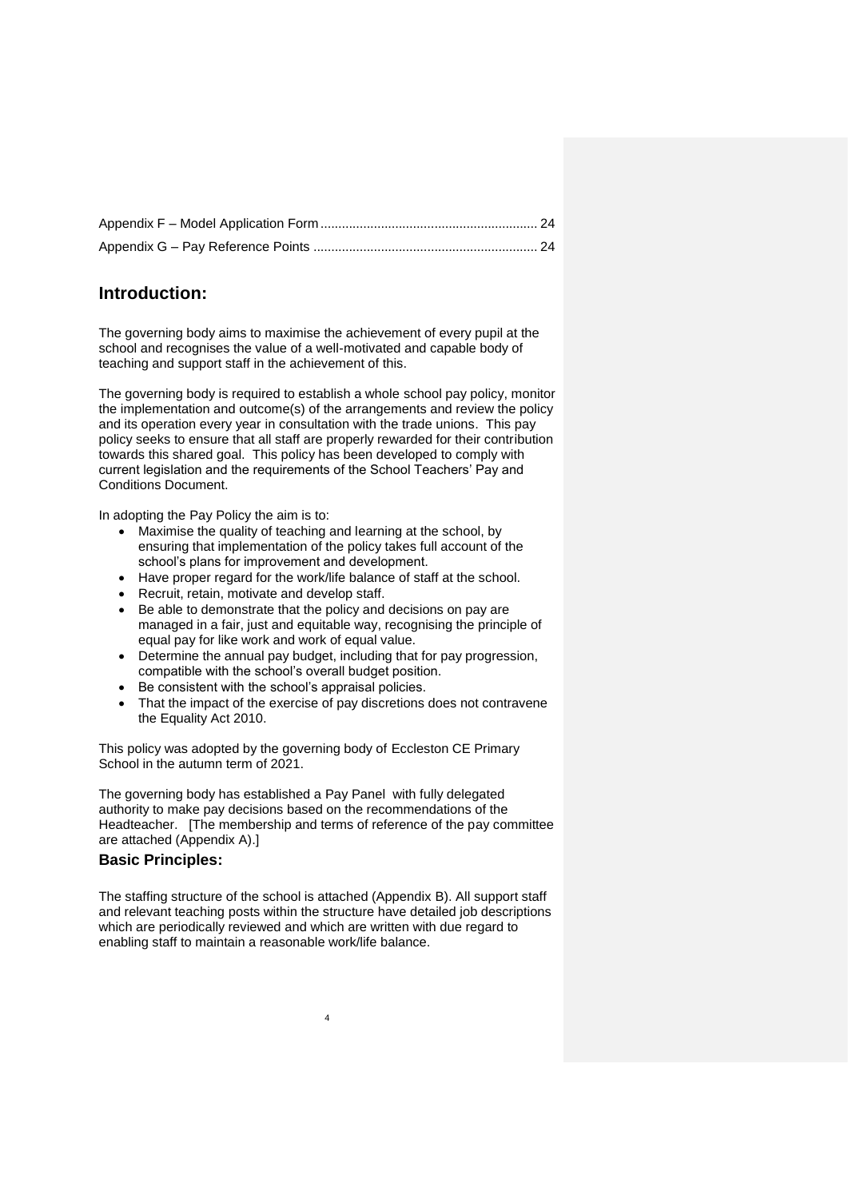Appendix F – Model Application Form ............................................................ 24
Appendix G – Pay Reference Points .............................................................. 24

## Introduction:

The governing body aims to maximise the achievement of every pupil at the school and recognises the value of a well-motivated and capable body of teaching and support staff in the achievement of this.

The governing body is required to establish a whole school pay policy, monitor the implementation and outcome(s) of the arrangements and review the policy and its operation every year in consultation with the trade unions. This pay policy seeks to ensure that all staff are properly rewarded for their contribution towards this shared goal. This policy has been developed to comply with current legislation and the requirements of the School Teachers' Pay and Conditions Document.

In adopting the Pay Policy the aim is to:

- Maximise the quality of teaching and learning at the school, by ensuring that implementation of the policy takes full account of the school's plans for improvement and development.
- Have proper regard for the work/life balance of staff at the school.
- Recruit, retain, motivate and develop staff.
- Be able to demonstrate that the policy and decisions on pay are managed in a fair, just and equitable way, recognising the principle of equal pay for like work and work of equal value.
- Determine the annual pay budget, including that for pay progression, compatible with the school's overall budget position.
- Be consistent with the school's appraisal policies.
- That the impact of the exercise of pay discretions does not contravene the Equality Act 2010.

This policy was adopted by the governing body of Eccleston CE Primary School in the autumn term of 2021.

The governing body has established a Pay Panel with fully delegated authority to make pay decisions based on the recommendations of the Headteacher. [The membership and terms of reference of the pay committee are attached (Appendix A).]

### Basic Principles:

The staffing structure of the school is attached (Appendix B). All support staff and relevant teaching posts within the structure have detailed job descriptions which are periodically reviewed and which are written with due regard to enabling staff to maintain a reasonable work/life balance.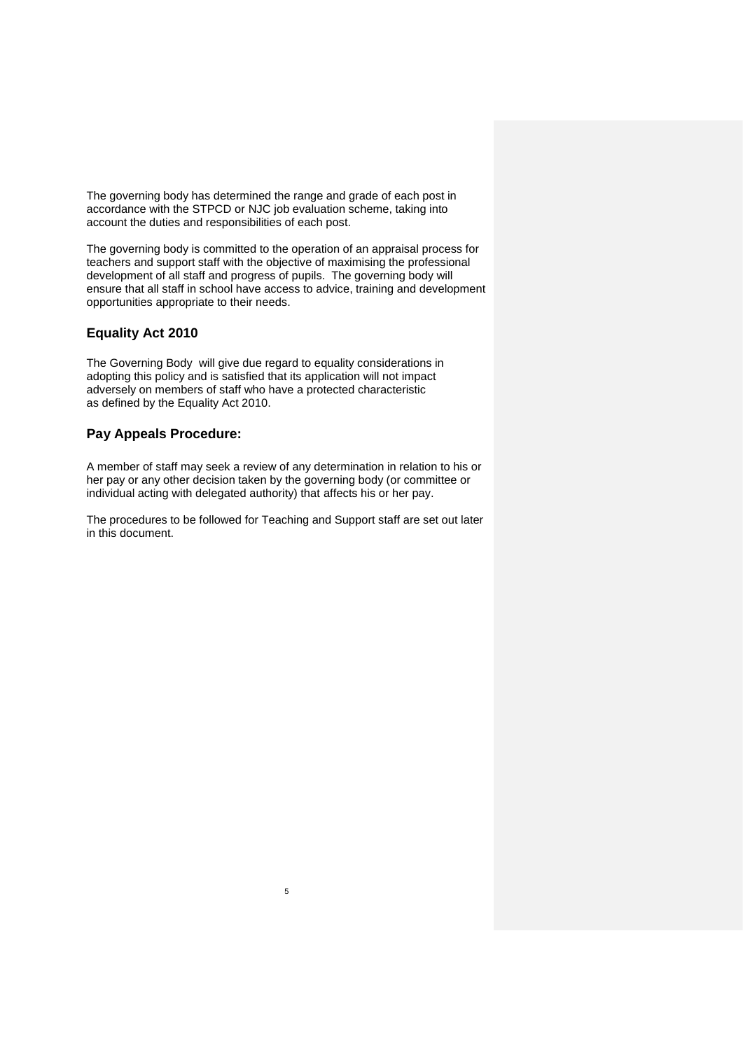The governing body has determined the range and grade of each post in accordance with the STPCD or NJC job evaluation scheme, taking into account the duties and responsibilities of each post.

The governing body is committed to the operation of an appraisal process for teachers and support staff with the objective of maximising the professional development of all staff and progress of pupils. The governing body will ensure that all staff in school have access to advice, training and development opportunities appropriate to their needs.

## Equality Act 2010

The Governing Body will give due regard to equality considerations in adopting this policy and is satisfied that its application will not impact adversely on members of staff who have a protected characteristic as defined by the Equality Act 2010.

## Pay Appeals Procedure:

A member of staff may seek a review of any determination in relation to his or her pay or any other decision taken by the governing body (or committee or individual acting with delegated authority) that affects his or her pay.

The procedures to be followed for Teaching and Support staff are set out later in this document.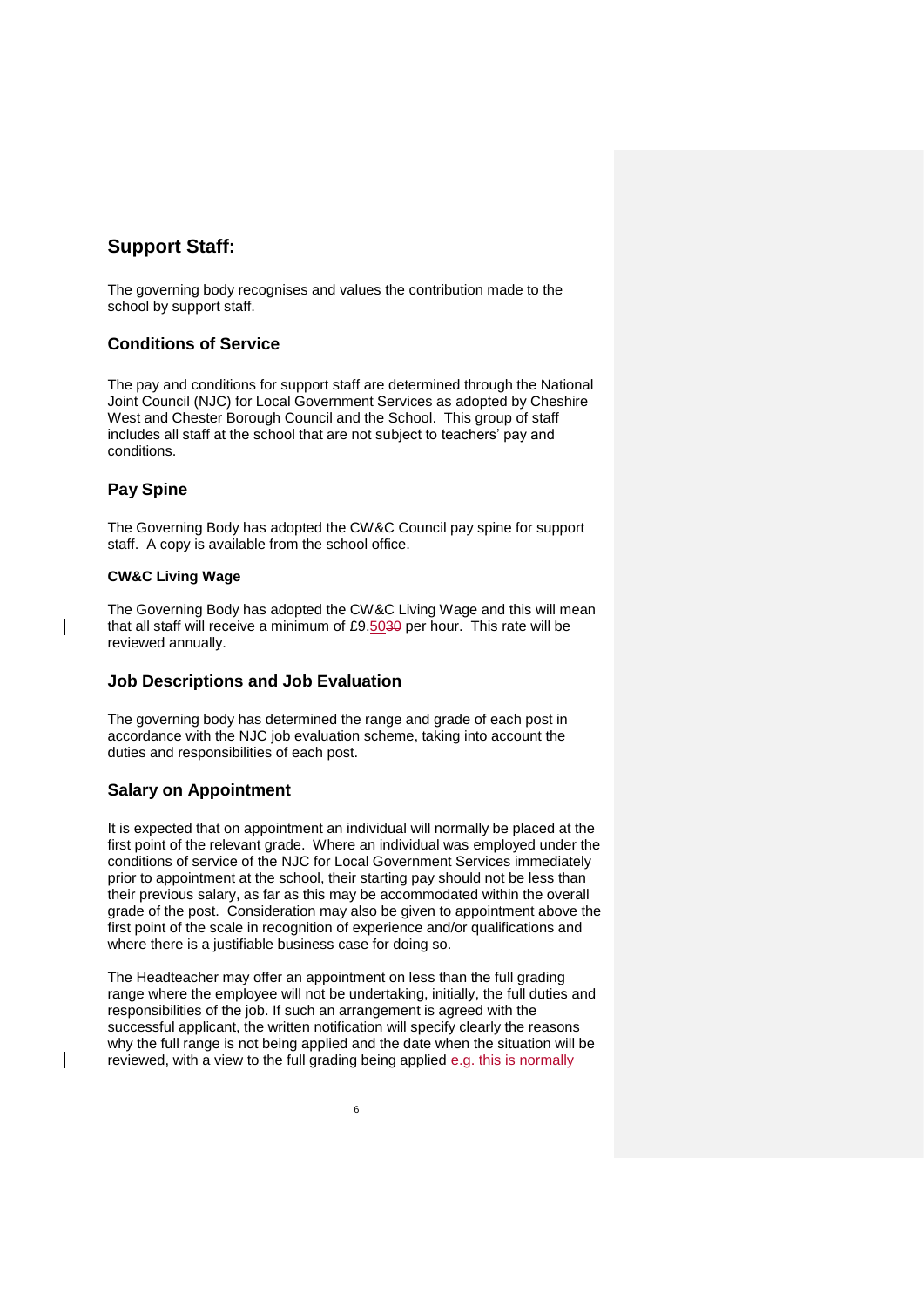## Support Staff:

The governing body recognises and values the contribution made to the school by support staff.

### Conditions of Service

The pay and conditions for support staff are determined through the National Joint Council (NJC) for Local Government Services as adopted by Cheshire West and Chester Borough Council and the School. This group of staff includes all staff at the school that are not subject to teachers' pay and conditions.

### Pay Spine

The Governing Body has adopted the CW&C Council pay spine for support staff. A copy is available from the school office.

#### CW&C Living Wage

The Governing Body has adopted the CW&C Living Wage and this will mean that all staff will receive a minimum of £9.50~~30~~ per hour. This rate will be reviewed annually.

### Job Descriptions and Job Evaluation

The governing body has determined the range and grade of each post in accordance with the NJC job evaluation scheme, taking into account the duties and responsibilities of each post.

### Salary on Appointment

It is expected that on appointment an individual will normally be placed at the first point of the relevant grade. Where an individual was employed under the conditions of service of the NJC for Local Government Services immediately prior to appointment at the school, their starting pay should not be less than their previous salary, as far as this may be accommodated within the overall grade of the post. Consideration may also be given to appointment above the first point of the scale in recognition of experience and/or qualifications and where there is a justifiable business case for doing so.

The Headteacher may offer an appointment on less than the full grading range where the employee will not be undertaking, initially, the full duties and responsibilities of the job. If such an arrangement is agreed with the successful applicant, the written notification will specify clearly the reasons why the full range is not being applied and the date when the situation will be reviewed, with a view to the full grading being applied e.g. this is normally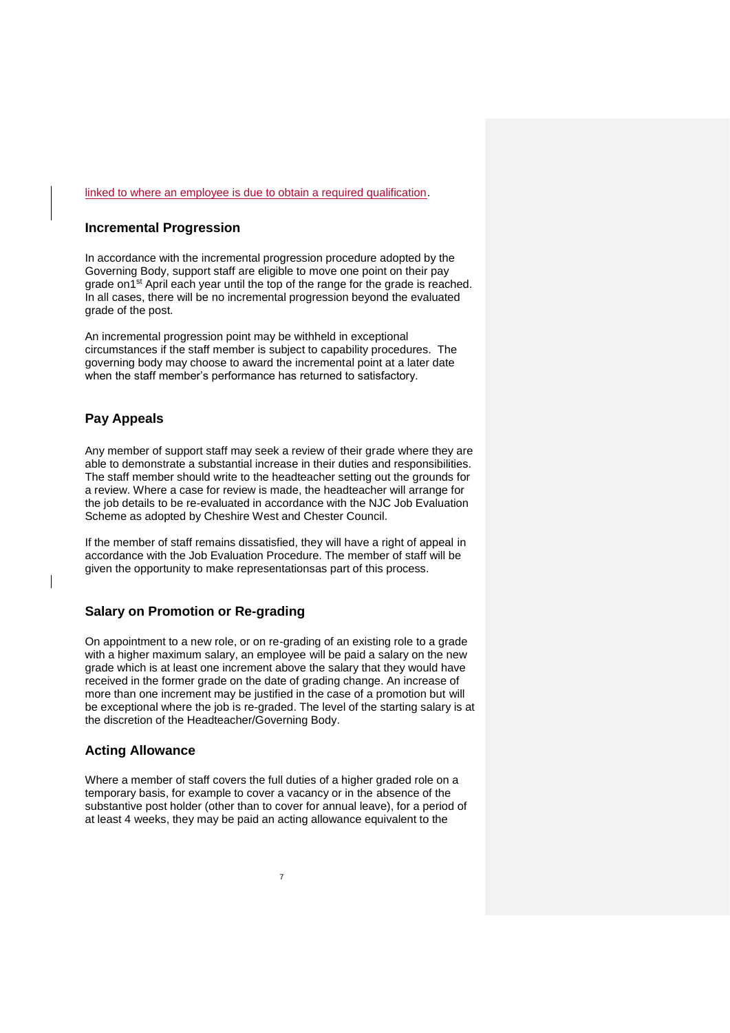linked to where an employee is due to obtain a required qualification.

## Incremental Progression

In accordance with the incremental progression procedure adopted by the Governing Body, support staff are eligible to move one point on their pay grade on1st April each year until the top of the range for the grade is reached. In all cases, there will be no incremental progression beyond the evaluated grade of the post.

An incremental progression point may be withheld in exceptional circumstances if the staff member is subject to capability procedures. The governing body may choose to award the incremental point at a later date when the staff member's performance has returned to satisfactory.

## Pay Appeals

Any member of support staff may seek a review of their grade where they are able to demonstrate a substantial increase in their duties and responsibilities. The staff member should write to the headteacher setting out the grounds for a review. Where a case for review is made, the headteacher will arrange for the job details to be re-evaluated in accordance with the NJC Job Evaluation Scheme as adopted by Cheshire West and Chester Council.

If the member of staff remains dissatisfied, they will have a right of appeal in accordance with the Job Evaluation Procedure. The member of staff will be given the opportunity to make representationsas part of this process.

## Salary on Promotion or Re-grading

On appointment to a new role, or on re-grading of an existing role to a grade with a higher maximum salary, an employee will be paid a salary on the new grade which is at least one increment above the salary that they would have received in the former grade on the date of grading change. An increase of more than one increment may be justified in the case of a promotion but will be exceptional where the job is re-graded. The level of the starting salary is at the discretion of the Headteacher/Governing Body.

## Acting Allowance

Where a member of staff covers the full duties of a higher graded role on a temporary basis, for example to cover a vacancy or in the absence of the substantive post holder (other than to cover for annual leave), for a period of at least 4 weeks, they may be paid an acting allowance equivalent to the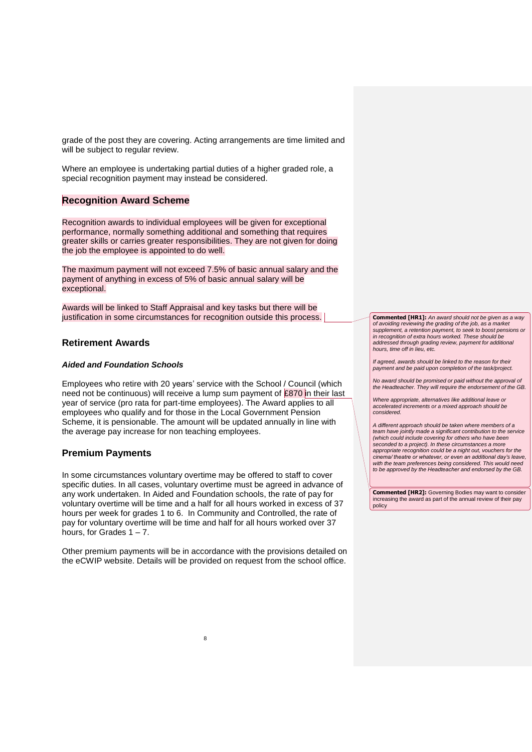grade of the post they are covering. Acting arrangements are time limited and will be subject to regular review.

Where an employee is undertaking partial duties of a higher graded role, a special recognition payment may instead be considered.

## Recognition Award Scheme

Recognition awards to individual employees will be given for exceptional performance, normally something additional and something that requires greater skills or carries greater responsibilities. They are not given for doing the job the employee is appointed to do well.

The maximum payment will not exceed 7.5% of basic annual salary and the payment of anything in excess of 5% of basic annual salary will be exceptional.

Awards will be linked to Staff Appraisal and key tasks but there will be justification in some circumstances for recognition outside this process.

## Retirement Awards

### *Aided and Foundation Schools*

Employees who retire with 20 years' service with the School / Council (which need not be continuous) will receive a lump sum payment of £870 in their last year of service (pro rata for part-time employees). The Award applies to all employees who qualify and for those in the Local Government Pension Scheme, it is pensionable. The amount will be updated annually in line with the average pay increase for non teaching employees.

## Premium Payments

In some circumstances voluntary overtime may be offered to staff to cover specific duties. In all cases, voluntary overtime must be agreed in advance of any work undertaken. In Aided and Foundation schools, the rate of pay for voluntary overtime will be time and a half for all hours worked in excess of 37 hours per week for grades 1 to 6. In Community and Controlled, the rate of pay for voluntary overtime will be time and half for all hours worked over 37 hours, for Grades 1 – 7.

Other premium payments will be in accordance with the provisions detailed on the eCWIP website. Details will be provided on request from the school office.

**Commented [HR1]:** *An award should not be given as a way of avoiding reviewing the grading of the job, as a market supplement, a retention payment, to seek to boost pensions or in recognition of extra hours worked. These should be addressed through grading review, payment for additional hours, time off in lieu, etc.*

*If agreed, awards should be linked to the reason for their payment and be paid upon completion of the task/project.*

*No award should be promised or paid without the approval of the Headteacher. They will require the endorsement of the GB.*

*Where appropriate, alternatives like additional leave or accelerated increments or a mixed approach should be considered.*

*A different approach should be taken where members of a team have jointly made a significant contribution to the service (which could include covering for others who have been seconded to a project). In these circumstances a more appropriate recognition could be a night out, vouchers for the cinema/ theatre or whatever, or even an additional day's leave, with the team preferences being considered. This would need to be approved by the Headteacher and endorsed by the GB.*

**Commented [HR2]:** Governing Bodies may want to consider increasing the award as part of the annual review of their pay policy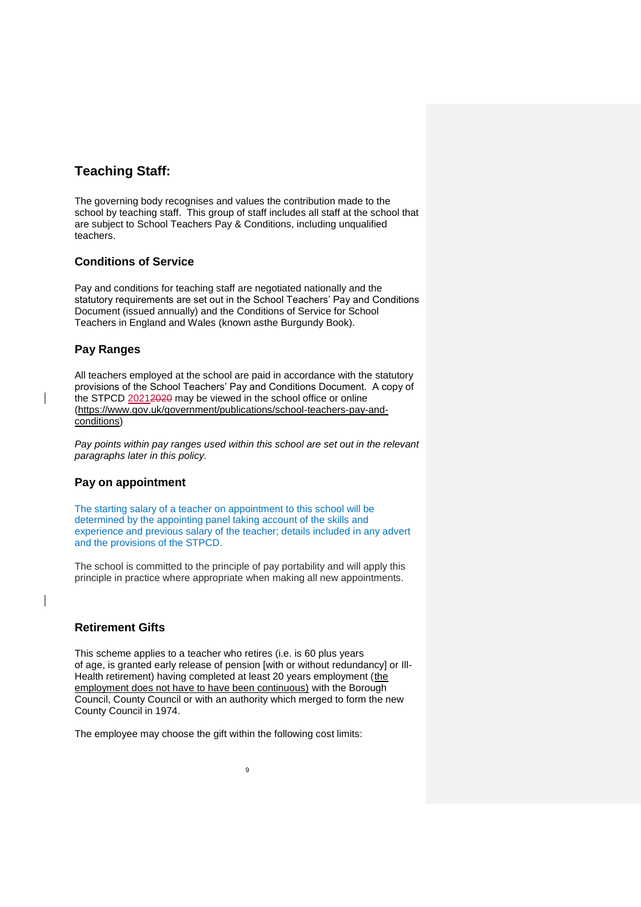## Teaching Staff:

The governing body recognises and values the contribution made to the school by teaching staff. This group of staff includes all staff at the school that are subject to School Teachers Pay & Conditions, including unqualified teachers.

### Conditions of Service

Pay and conditions for teaching staff are negotiated nationally and the statutory requirements are set out in the School Teachers' Pay and Conditions Document (issued annually) and the Conditions of Service for School Teachers in England and Wales (known asthe Burgundy Book).

### Pay Ranges

All teachers employed at the school are paid in accordance with the statutory provisions of the School Teachers' Pay and Conditions Document. A copy of the STPCD 2021~~2020~~ may be viewed in the school office or online (https://www.gov.uk/government/publications/school-teachers-pay-and-conditions)

*Pay points within pay ranges used within this school are set out in the relevant paragraphs later in this policy.*

### Pay on appointment

The starting salary of a teacher on appointment to this school will be determined by the appointing panel taking account of the skills and experience and previous salary of the teacher; details included in any advert and the provisions of the STPCD.

The school is committed to the principle of pay portability and will apply this principle in practice where appropriate when making all new appointments.

### Retirement Gifts

This scheme applies to a teacher who retires (i.e. is 60 plus years of age, is granted early release of pension [with or without redundancy] or Ill-Health retirement) having completed at least 20 years employment (the employment does not have to have been continuous) with the Borough Council, County Council or with an authority which merged to form the new County Council in 1974.

The employee may choose the gift within the following cost limits: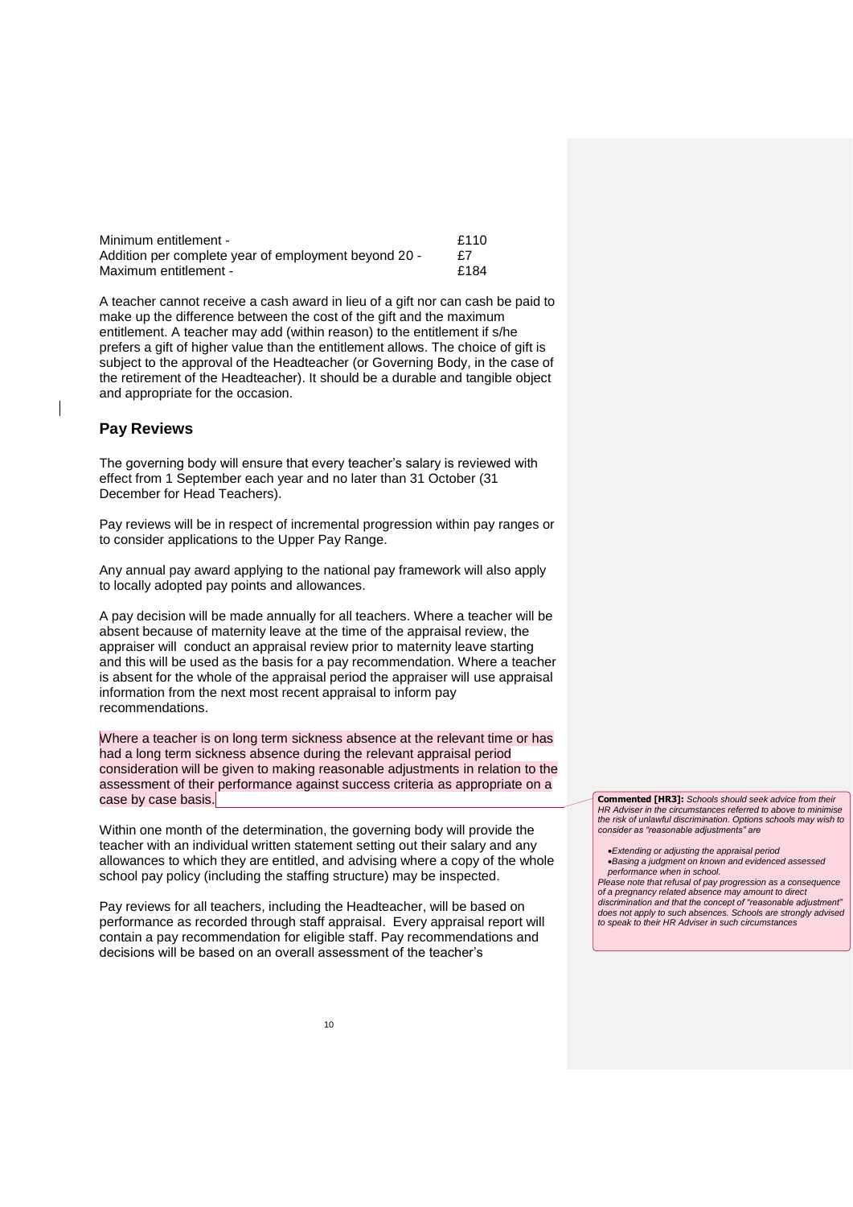| | |
|---|---|
| Minimum entitlement - | £110 |
| Addition per complete year of employment beyond 20 - | £7 |
| Maximum entitlement - | £184 |

A teacher cannot receive a cash award in lieu of a gift nor can cash be paid to make up the difference between the cost of the gift and the maximum entitlement. A teacher may add (within reason) to the entitlement if s/he prefers a gift of higher value than the entitlement allows. The choice of gift is subject to the approval of the Headteacher (or Governing Body, in the case of the retirement of the Headteacher). It should be a durable and tangible object and appropriate for the occasion.

## Pay Reviews

The governing body will ensure that every teacher's salary is reviewed with effect from 1 September each year and no later than 31 October (31 December for Head Teachers).

Pay reviews will be in respect of incremental progression within pay ranges or to consider applications to the Upper Pay Range.

Any annual pay award applying to the national pay framework will also apply to locally adopted pay points and allowances.

A pay decision will be made annually for all teachers. Where a teacher will be absent because of maternity leave at the time of the appraisal review, the appraiser will conduct an appraisal review prior to maternity leave starting and this will be used as the basis for a pay recommendation. Where a teacher is absent for the whole of the appraisal period the appraiser will use appraisal information from the next most recent appraisal to inform pay recommendations.

Where a teacher is on long term sickness absence at the relevant time or has had a long term sickness absence during the relevant appraisal period consideration will be given to making reasonable adjustments in relation to the assessment of their performance against success criteria as appropriate on a case by case basis.

> **Commented [HR3]:** *Schools should seek advice from their HR Adviser in the circumstances referred to above to minimise the risk of unlawful discrimination. Options schools may wish to consider as "reasonable adjustments" are*
>
> - *Extending or adjusting the appraisal period*
> - *Basing a judgment on known and evidenced assessed performance when in school.*
>
> *Please note that refusal of pay progression as a consequence of a pregnancy related absence may amount to direct discrimination and that the concept of "reasonable adjustment" does not apply to such absences. Schools are strongly advised to speak to their HR Adviser in such circumstances*

Within one month of the determination, the governing body will provide the teacher with an individual written statement setting out their salary and any allowances to which they are entitled, and advising where a copy of the whole school pay policy (including the staffing structure) may be inspected.

Pay reviews for all teachers, including the Headteacher, will be based on performance as recorded through staff appraisal. Every appraisal report will contain a pay recommendation for eligible staff. Pay recommendations and decisions will be based on an overall assessment of the teacher's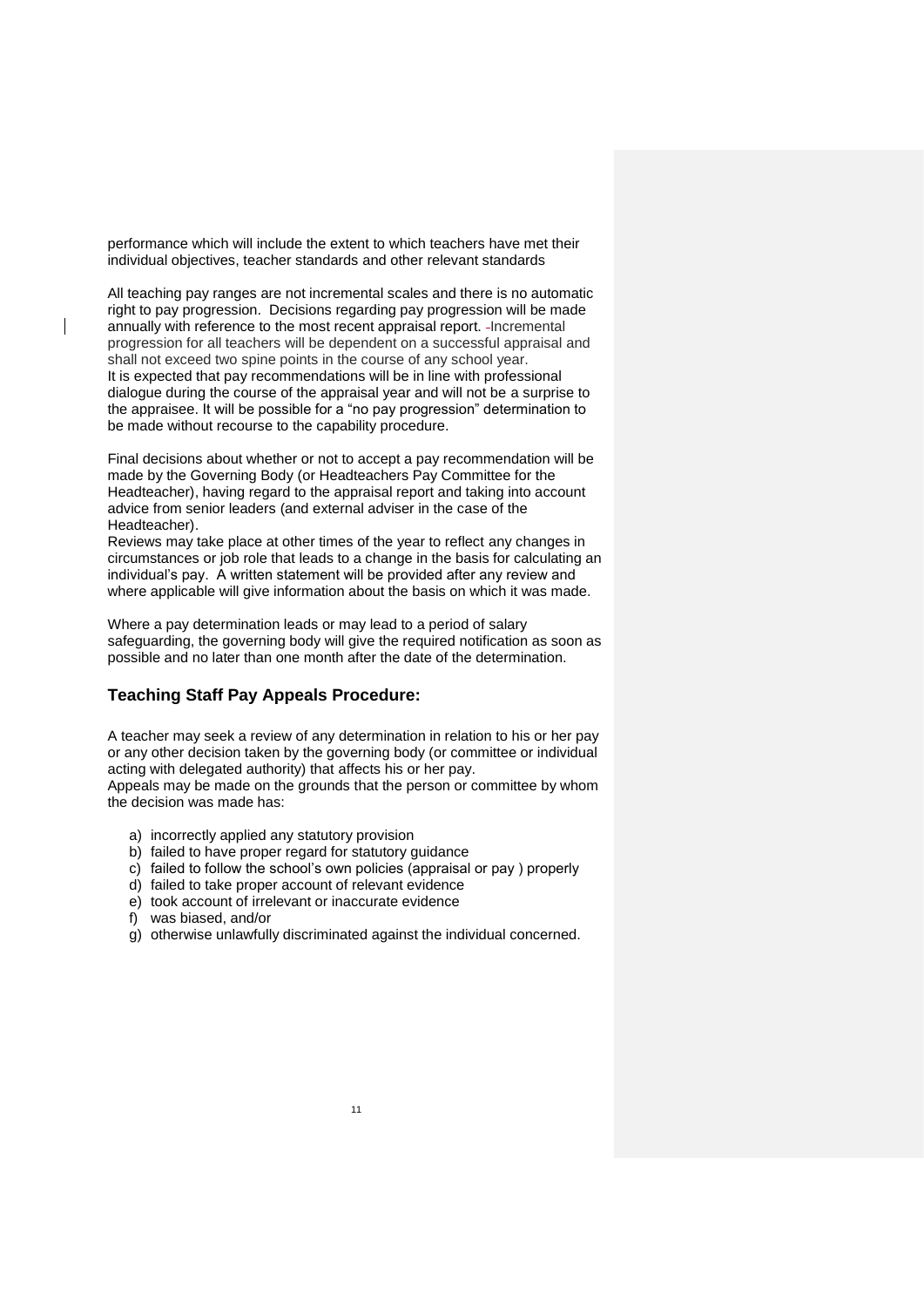performance which will include the extent to which teachers have met their individual objectives, teacher standards and other relevant standards

All teaching pay ranges are not incremental scales and there is no automatic right to pay progression. Decisions regarding pay progression will be made annually with reference to the most recent appraisal report. Incremental progression for all teachers will be dependent on a successful appraisal and shall not exceed two spine points in the course of any school year.
It is expected that pay recommendations will be in line with professional dialogue during the course of the appraisal year and will not be a surprise to the appraisee. It will be possible for a "no pay progression" determination to be made without recourse to the capability procedure.

Final decisions about whether or not to accept a pay recommendation will be made by the Governing Body (or Headteachers Pay Committee for the Headteacher), having regard to the appraisal report and taking into account advice from senior leaders (and external adviser in the case of the Headteacher).
Reviews may take place at other times of the year to reflect any changes in circumstances or job role that leads to a change in the basis for calculating an individual's pay. A written statement will be provided after any review and where applicable will give information about the basis on which it was made.

Where a pay determination leads or may lead to a period of salary safeguarding, the governing body will give the required notification as soon as possible and no later than one month after the date of the determination.

## Teaching Staff Pay Appeals Procedure:

A teacher may seek a review of any determination in relation to his or her pay or any other decision taken by the governing body (or committee or individual acting with delegated authority) that affects his or her pay.
Appeals may be made on the grounds that the person or committee by whom the decision was made has:

a) incorrectly applied any statutory provision
b) failed to have proper regard for statutory guidance
c) failed to follow the school's own policies (appraisal or pay ) properly
d) failed to take proper account of relevant evidence
e) took account of irrelevant or inaccurate evidence
f) was biased, and/or
g) otherwise unlawfully discriminated against the individual concerned.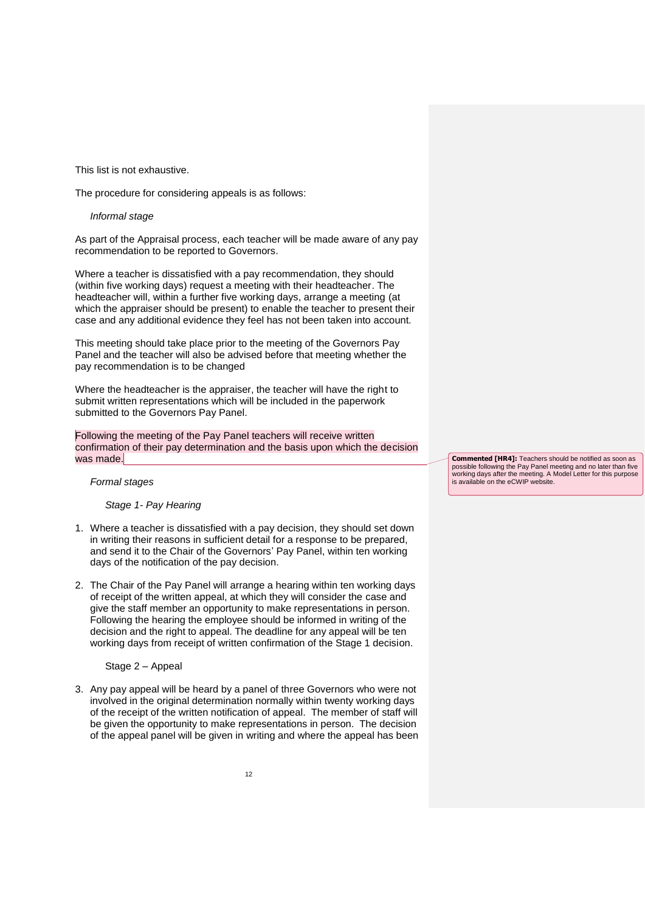This list is not exhaustive.

The procedure for considering appeals is as follows:

*Informal stage*

As part of the Appraisal process, each teacher will be made aware of any pay recommendation to be reported to Governors.

Where a teacher is dissatisfied with a pay recommendation, they should (within five working days) request a meeting with their headteacher. The headteacher will, within a further five working days, arrange a meeting (at which the appraiser should be present) to enable the teacher to present their case and any additional evidence they feel has not been taken into account.

This meeting should take place prior to the meeting of the Governors Pay Panel and the teacher will also be advised before that meeting whether the pay recommendation is to be changed

Where the headteacher is the appraiser, the teacher will have the right to submit written representations which will be included in the paperwork submitted to the Governors Pay Panel.

Following the meeting of the Pay Panel teachers will receive written confirmation of their pay determination and the basis upon which the decision was made.

> **Commented [HR4]:** Teachers should be notified as soon as possible following the Pay Panel meeting and no later than five working days after the meeting. A Model Letter for this purpose is available on the eCWIP website.

*Formal stages*

*Stage 1- Pay Hearing*

1. Where a teacher is dissatisfied with a pay decision, they should set down in writing their reasons in sufficient detail for a response to be prepared, and send it to the Chair of the Governors' Pay Panel, within ten working days of the notification of the pay decision.

2. The Chair of the Pay Panel will arrange a hearing within ten working days of receipt of the written appeal, at which they will consider the case and give the staff member an opportunity to make representations in person. Following the hearing the employee should be informed in writing of the decision and the right to appeal. The deadline for any appeal will be ten working days from receipt of written confirmation of the Stage 1 decision.

Stage 2 – Appeal

3. Any pay appeal will be heard by a panel of three Governors who were not involved in the original determination normally within twenty working days of the receipt of the written notification of appeal. The member of staff will be given the opportunity to make representations in person. The decision of the appeal panel will be given in writing and where the appeal has been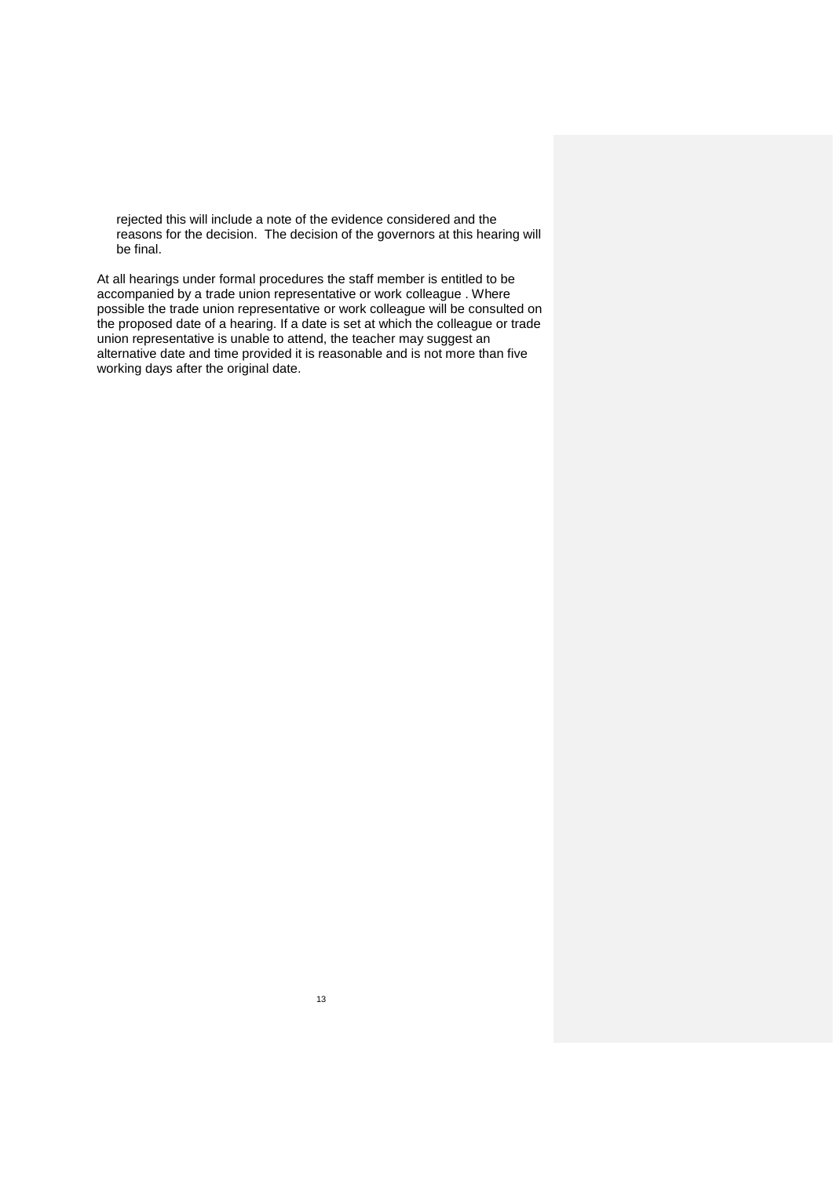rejected this will include a note of the evidence considered and the reasons for the decision. The decision of the governors at this hearing will be final.

At all hearings under formal procedures the staff member is entitled to be accompanied by a trade union representative or work colleague . Where possible the trade union representative or work colleague will be consulted on the proposed date of a hearing. If a date is set at which the colleague or trade union representative is unable to attend, the teacher may suggest an alternative date and time provided it is reasonable and is not more than five working days after the original date.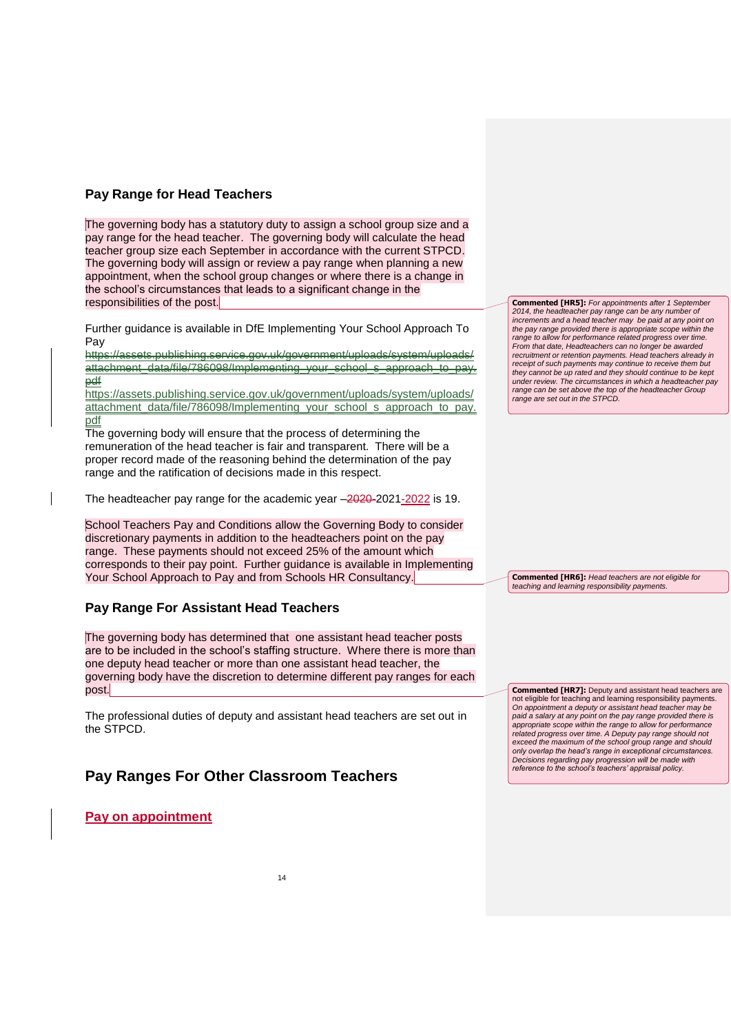## Pay Range for Head Teachers

The governing body has a statutory duty to assign a school group size and a pay range for the head teacher. The governing body will calculate the head teacher group size each September in accordance with the current STPCD. The governing body will assign or review a pay range when planning a new appointment, when the school group changes or where there is a change in the school's circumstances that leads to a significant change in the responsibilities of the post.

Further guidance is available in DfE Implementing Your School Approach To Pay
~~https://assets.publishing.service.gov.uk/government/uploads/system/uploads/attachment_data/file/786098/Implementing_your_school_s_approach_to_pay.pdf~~
https://assets.publishing.service.gov.uk/government/uploads/system/uploads/attachment_data/file/786098/Implementing_your_school_s_approach_to_pay.pdf

The governing body will ensure that the process of determining the remuneration of the head teacher is fair and transparent. There will be a proper record made of the reasoning behind the determination of the pay range and the ratification of decisions made in this respect.

The headteacher pay range for the academic year ~~2020-~~2021-2022 is 19.

School Teachers Pay and Conditions allow the Governing Body to consider discretionary payments in addition to the headteachers point on the pay range. These payments should not exceed 25% of the amount which corresponds to their pay point. Further guidance is available in Implementing Your School Approach to Pay and from Schools HR Consultancy.

## Pay Range For Assistant Head Teachers

The governing body has determined that one assistant head teacher posts are to be included in the school's staffing structure. Where there is more than one deputy head teacher or more than one assistant head teacher, the governing body have the discretion to determine different pay ranges for each post.

The professional duties of deputy and assistant head teachers are set out in the STPCD.

# Pay Ranges For Other Classroom Teachers

### Pay on appointment

> **Commented [HR5]:** *For appointments after 1 September 2014, the headteacher pay range can be any number of increments and a head teacher may be paid at any point on the pay range provided there is appropriate scope within the range to allow for performance related progress over time. From that date, Headteachers can no longer be awarded recruitment or retention payments. Head teachers already in receipt of such payments may continue to receive them but they cannot be up rated and they should continue to be kept under review. The circumstances in which a headteacher pay range can be set above the top of the headteacher Group range are set out in the STPCD.*

> **Commented [HR6]:** *Head teachers are not eligible for teaching and learning responsibility payments.*

> **Commented [HR7]:** Deputy and assistant head teachers are not eligible for teaching and learning responsibility payments. *On appointment a deputy or assistant head teacher may be paid a salary at any point on the pay range provided there is appropriate scope within the range to allow for performance related progress over time. A Deputy pay range should not exceed the maximum of the school group range and should only overlap the head's range in exceptional circumstances. Decisions regarding pay progression will be made with reference to the school's teachers' appraisal policy.*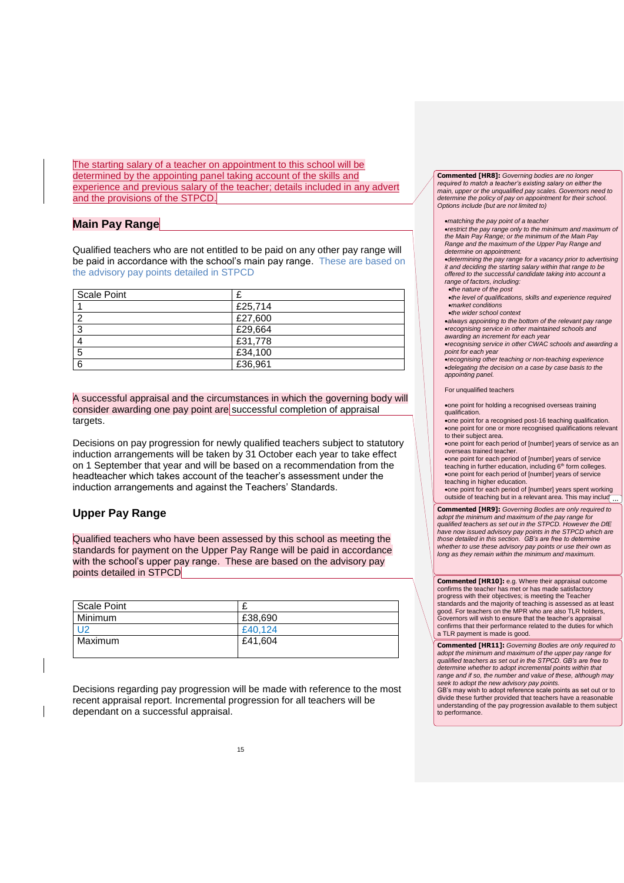The starting salary of a teacher on appointment to this school will be determined by the appointing panel taking account of the skills and experience and previous salary of the teacher; details included in any advert and the provisions of the STPCD.

## Main Pay Range

Qualified teachers who are not entitled to be paid on any other pay range will be paid in accordance with the school's main pay range. These are based on the advisory pay points detailed in STPCD

| Scale Point | £ |
|---|---|
| 1 | £25,714 |
| 2 | £27,600 |
| 3 | £29,664 |
| 4 | £31,778 |
| 5 | £34,100 |
| 6 | £36,961 |

A successful appraisal and the circumstances in which the governing body will consider awarding one pay point are successful completion of appraisal targets.

Decisions on pay progression for newly qualified teachers subject to statutory induction arrangements will be taken by 31 October each year to take effect on 1 September that year and will be based on a recommendation from the headteacher which takes account of the teacher's assessment under the induction arrangements and against the Teachers' Standards.

## Upper Pay Range

Qualified teachers who have been assessed by this school as meeting the standards for payment on the Upper Pay Range will be paid in accordance with the school's upper pay range. These are based on the advisory pay points detailed in STPCD

| Scale Point | £ |
|---|---|
| Minimum | £38,690 |
| U2 | £40,124 |
| Maximum | £41,604 |

Decisions regarding pay progression will be made with reference to the most recent appraisal report. Incremental progression for all teachers will be dependant on a successful appraisal.

**Commented [HR8]:** *Governing bodies are no longer required to match a teacher's existing salary on either the main, upper or the unqualified pay scales. Governors need to determine the policy of pay on appointment for their school. Options include (but are not limited to)*

- *matching the pay point of a teacher*
- *restrict the pay range only to the minimum and maximum of the Main Pay Range; or the minimum of the Main Pay Range and the maximum of the Upper Pay Range and determine on appointment.*
- *determining the pay range for a vacancy prior to advertising it and deciding the starting salary within that range to be offered to the successful candidate taking into account a range of factors, including:*
  - *the nature of the post*
  - *the level of qualifications, skills and experience required*
  - *market conditions*
  - *the wider school context*
- *always appointing to the bottom of the relevant pay range*
- *recognising service in other maintained schools and awarding an increment for each year*
- *recognising service in other CWAC schools and awarding a point for each year*
- *recognising other teaching or non-teaching experience*
- *delegating the decision on a case by case basis to the appointing panel.*

For unqualified teachers

- one point for holding a recognised overseas training qualification.
- one point for a recognised post-16 teaching qualification.
- one point for one or more recognised qualifications relevant to their subject area.
- one point for each period of [number] years of service as an overseas trained teacher.
- one point for each period of [number] years of service teaching in further education, including 6th form colleges.
- one point for each period of [number] years of service teaching in higher education.
- one point for each period of [number] years spent working outside of teaching but in a relevant area. This may includ...

**Commented [HR9]:** *Governing Bodies are only required to adopt the minimum and maximum of the pay range for qualified teachers as set out in the STPCD. However the DfE have now issued advisory pay points in the STPCD which are those detailed in this section. GB's are free to determine whether to use these advisory pay points or use their own as long as they remain within the minimum and maximum.*

**Commented [HR10]:** e.g. Where their appraisal outcome confirms the teacher has met or has made satisfactory progress with their objectives; is meeting the Teacher standards and the majority of teaching is assessed as at least good. For teachers on the MPR who are also TLR holders, Governors will wish to ensure that the teacher's appraisal confirms that their performance related to the duties for which a TLR payment is made is good.

**Commented [HR11]:** *Governing Bodies are only required to adopt the minimum and maximum of the upper pay range for qualified teachers as set out in the STPCD. GB's are free to determine whether to adopt incremental points within that range and if so, the number and value of these, although may seek to adopt the new advisory pay points.*
GB's may wish to adopt reference scale points as set out or to divide these further provided that teachers have a reasonable understanding of the pay progression available to them subject to performance.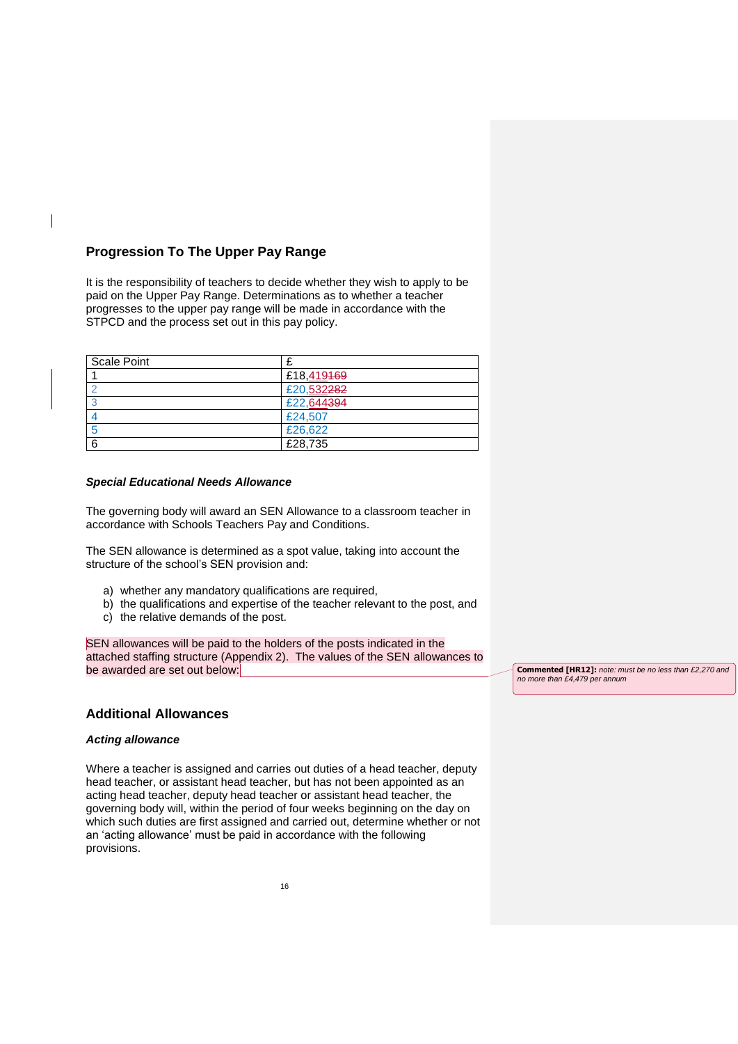## Progression To The Upper Pay Range

It is the responsibility of teachers to decide whether they wish to apply to be paid on the Upper Pay Range. Determinations as to whether a teacher progresses to the upper pay range will be made in accordance with the STPCD and the process set out in this pay policy.

| Scale Point | £ |
|---|---|
| 1 | £18,419~~169~~ |
| 2 | £20,532~~282~~ |
| 3 | £22,644~~394~~ |
| 4 | £24,507 |
| 5 | £26,622 |
| 6 | £28,735 |

### *Special Educational Needs Allowance*

The governing body will award an SEN Allowance to a classroom teacher in accordance with Schools Teachers Pay and Conditions.

The SEN allowance is determined as a spot value, taking into account the structure of the school's SEN provision and:

a) whether any mandatory qualifications are required,
b) the qualifications and expertise of the teacher relevant to the post, and
c) the relative demands of the post.

SEN allowances will be paid to the holders of the posts indicated in the attached staffing structure (Appendix 2). The values of the SEN allowances to be awarded are set out below:

> **Commented [HR12]:** *note: must be no less than £2,270 and no more than £4,479 per annum*

## Additional Allowances

### *Acting allowance*

Where a teacher is assigned and carries out duties of a head teacher, deputy head teacher, or assistant head teacher, but has not been appointed as an acting head teacher, deputy head teacher or assistant head teacher, the governing body will, within the period of four weeks beginning on the day on which such duties are first assigned and carried out, determine whether or not an 'acting allowance' must be paid in accordance with the following provisions.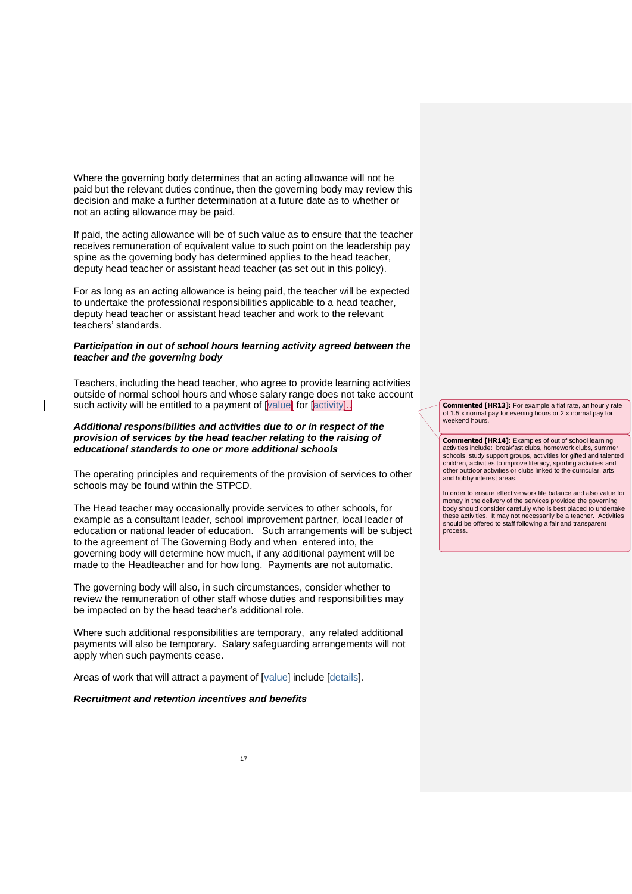Where the governing body determines that an acting allowance will not be paid but the relevant duties continue, then the governing body may review this decision and make a further determination at a future date as to whether or not an acting allowance may be paid.

If paid, the acting allowance will be of such value as to ensure that the teacher receives remuneration of equivalent value to such point on the leadership pay spine as the governing body has determined applies to the head teacher, deputy head teacher or assistant head teacher (as set out in this policy).

For as long as an acting allowance is being paid, the teacher will be expected to undertake the professional responsibilities applicable to a head teacher, deputy head teacher or assistant head teacher and work to the relevant teachers' standards.

***Participation in out of school hours learning activity agreed between the teacher and the governing body***

Teachers, including the head teacher, who agree to provide learning activities outside of normal school hours and whose salary range does not take account such activity will be entitled to a payment of [value] for [activity].

***Additional responsibilities and activities due to or in respect of the provision of services by the head teacher relating to the raising of educational standards to one or more additional schools***

The operating principles and requirements of the provision of services to other schools may be found within the STPCD.

The Head teacher may occasionally provide services to other schools, for example as a consultant leader, school improvement partner, local leader of education or national leader of education. Such arrangements will be subject to the agreement of The Governing Body and when entered into, the governing body will determine how much, if any additional payment will be made to the Headteacher and for how long. Payments are not automatic.

The governing body will also, in such circumstances, consider whether to review the remuneration of other staff whose duties and responsibilities may be impacted on by the head teacher's additional role.

Where such additional responsibilities are temporary, any related additional payments will also be temporary. Salary safeguarding arrangements will not apply when such payments cease.

Areas of work that will attract a payment of [value] include [details].

***Recruitment and retention incentives and benefits***

**Commented [HR13]:** For example a flat rate, an hourly rate of 1.5 x normal pay for evening hours or 2 x normal pay for weekend hours.

**Commented [HR14]:** Examples of out of school learning activities include: breakfast clubs, homework clubs, summer schools, study support groups, activities for gifted and talented children, activities to improve literacy, sporting activities and other outdoor activities or clubs linked to the curricular, arts and hobby interest areas.

In order to ensure effective work life balance and also value for money in the delivery of the services provided the governing body should consider carefully who is best placed to undertake these activities. It may not necessarily be a teacher. Activities should be offered to staff following a fair and transparent process.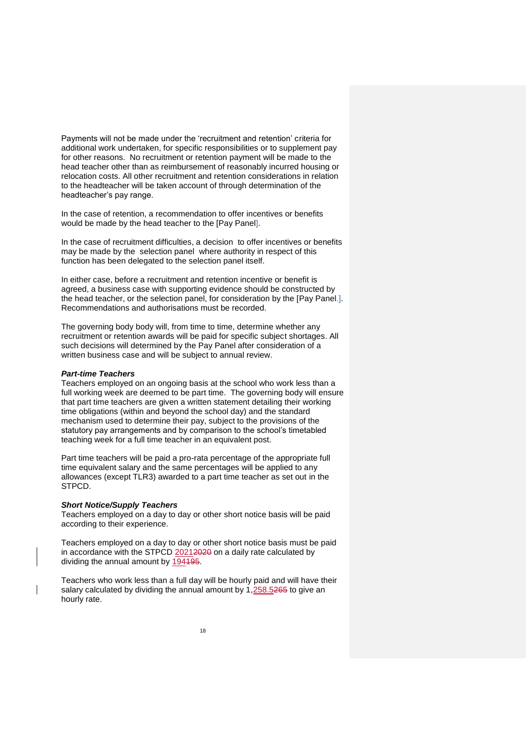Payments will not be made under the 'recruitment and retention' criteria for additional work undertaken, for specific responsibilities or to supplement pay for other reasons. No recruitment or retention payment will be made to the head teacher other than as reimbursement of reasonably incurred housing or relocation costs. All other recruitment and retention considerations in relation to the headteacher will be taken account of through determination of the headteacher's pay range.

In the case of retention, a recommendation to offer incentives or benefits would be made by the head teacher to the [Pay Panel].

In the case of recruitment difficulties, a decision to offer incentives or benefits may be made by the selection panel where authority in respect of this function has been delegated to the selection panel itself.

In either case, before a recruitment and retention incentive or benefit is agreed, a business case with supporting evidence should be constructed by the head teacher, or the selection panel, for consideration by the [Pay Panel.]. Recommendations and authorisations must be recorded.

The governing body body will, from time to time, determine whether any recruitment or retention awards will be paid for specific subject shortages. All such decisions will determined by the Pay Panel after consideration of a written business case and will be subject to annual review.

***Part-time Teachers***

Teachers employed on an ongoing basis at the school who work less than a full working week are deemed to be part time. The governing body will ensure that part time teachers are given a written statement detailing their working time obligations (within and beyond the school day) and the standard mechanism used to determine their pay, subject to the provisions of the statutory pay arrangements and by comparison to the school's timetabled teaching week for a full time teacher in an equivalent post.

Part time teachers will be paid a pro-rata percentage of the appropriate full time equivalent salary and the same percentages will be applied to any allowances (except TLR3) awarded to a part time teacher as set out in the STPCD.

***Short Notice/Supply Teachers***

Teachers employed on a day to day or other short notice basis will be paid according to their experience.

Teachers employed on a day to day or other short notice basis must be paid in accordance with the STPCD 2021~~2020~~ on a daily rate calculated by dividing the annual amount by 194~~195~~.

Teachers who work less than a full day will be hourly paid and will have their salary calculated by dividing the annual amount by 1,258.5~~265~~ to give an hourly rate.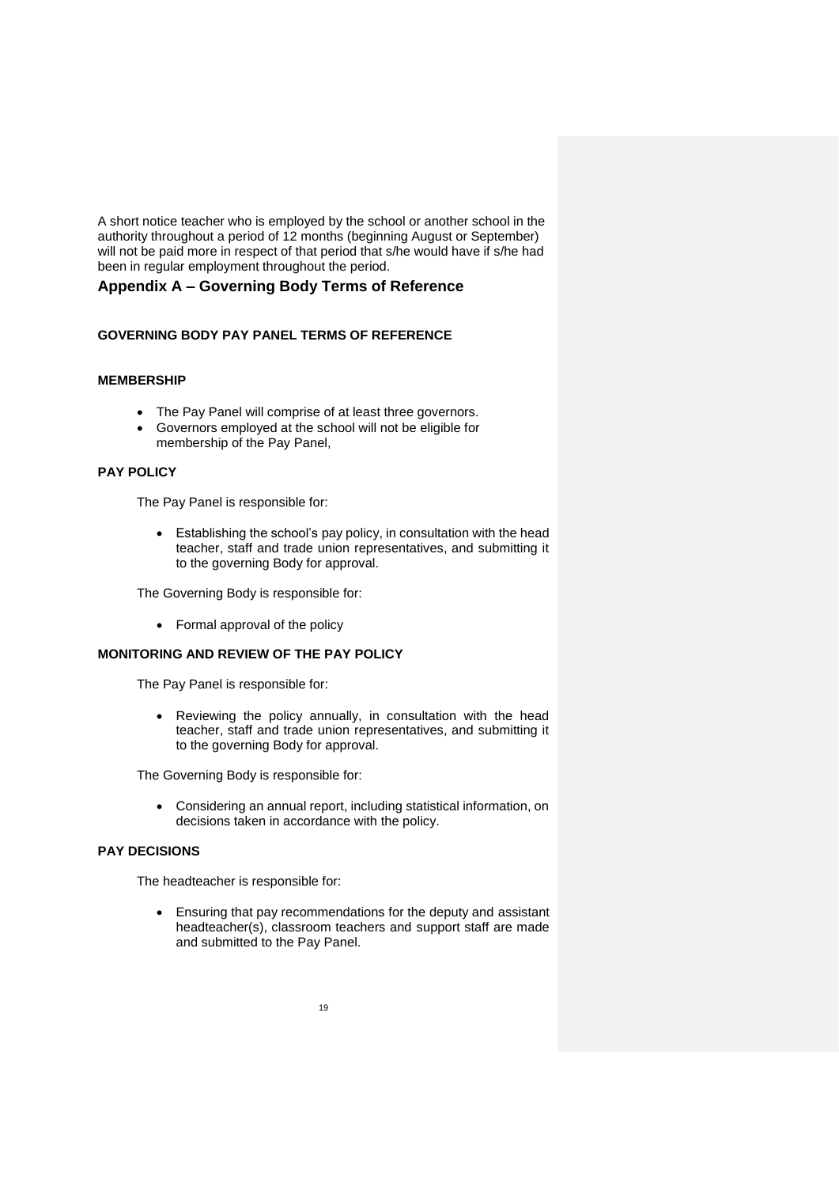A short notice teacher who is employed by the school or another school in the authority throughout a period of 12 months (beginning August or September) will not be paid more in respect of that period that s/he would have if s/he had been in regular employment throughout the period.

## Appendix A – Governing Body Terms of Reference

### GOVERNING BODY PAY PANEL TERMS OF REFERENCE

#### MEMBERSHIP

- The Pay Panel will comprise of at least three governors.
- Governors employed at the school will not be eligible for membership of the Pay Panel,

#### PAY POLICY

The Pay Panel is responsible for:

- Establishing the school's pay policy, in consultation with the head teacher, staff and trade union representatives, and submitting it to the governing Body for approval.

The Governing Body is responsible for:

- Formal approval of the policy

#### MONITORING AND REVIEW OF THE PAY POLICY

The Pay Panel is responsible for:

- Reviewing the policy annually, in consultation with the head teacher, staff and trade union representatives, and submitting it to the governing Body for approval.

The Governing Body is responsible for:

- Considering an annual report, including statistical information, on decisions taken in accordance with the policy.

#### PAY DECISIONS

The headteacher is responsible for:

- Ensuring that pay recommendations for the deputy and assistant headteacher(s), classroom teachers and support staff are made and submitted to the Pay Panel.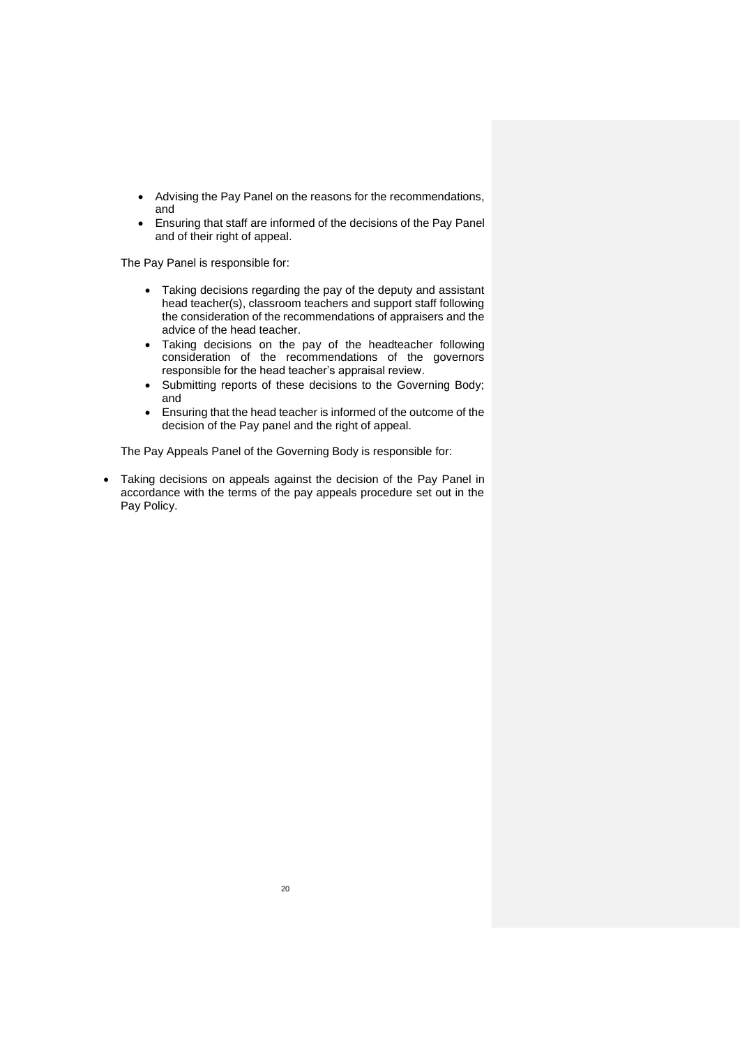- Advising the Pay Panel on the reasons for the recommendations, and
- Ensuring that staff are informed of the decisions of the Pay Panel and of their right of appeal.

The Pay Panel is responsible for:

- Taking decisions regarding the pay of the deputy and assistant head teacher(s), classroom teachers and support staff following the consideration of the recommendations of appraisers and the advice of the head teacher.
- Taking decisions on the pay of the headteacher following consideration of the recommendations of the governors responsible for the head teacher's appraisal review.
- Submitting reports of these decisions to the Governing Body; and
- Ensuring that the head teacher is informed of the outcome of the decision of the Pay panel and the right of appeal.

The Pay Appeals Panel of the Governing Body is responsible for:

- Taking decisions on appeals against the decision of the Pay Panel in accordance with the terms of the pay appeals procedure set out in the Pay Policy.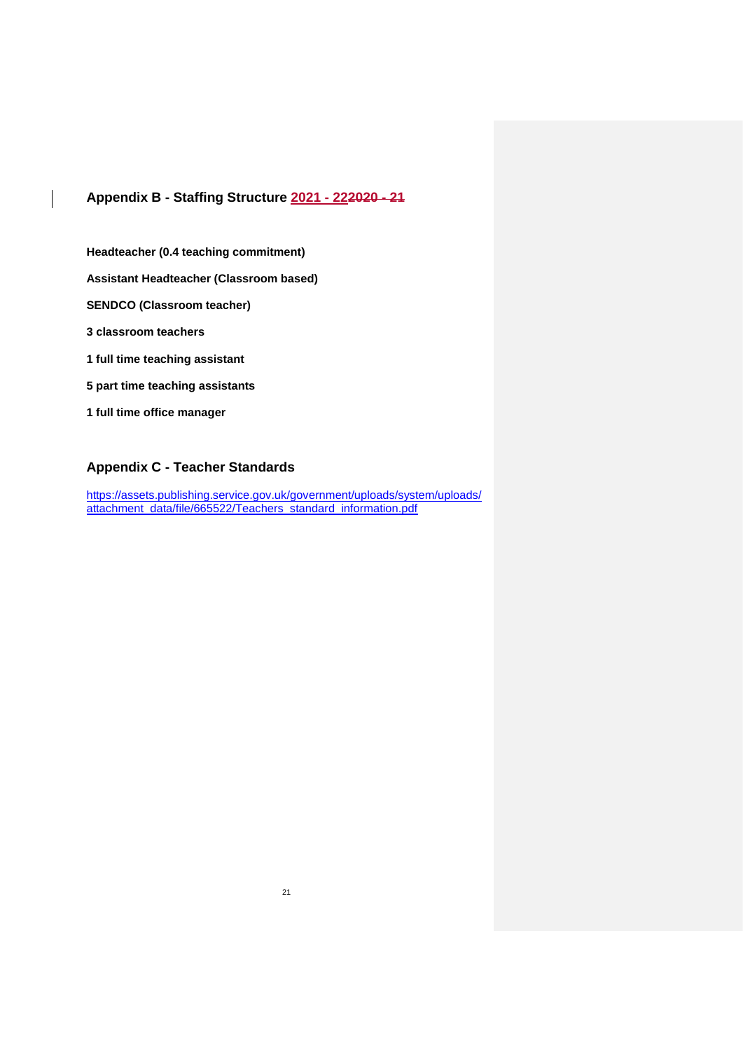## Appendix B - Staffing Structure 2021 - 222020 - 21

**Headteacher (0.4 teaching commitment)**

**Assistant Headteacher (Classroom based)**

**SENDCO (Classroom teacher)**

**3 classroom teachers**

**1 full time teaching assistant**

**5 part time teaching assistants**

**1 full time office manager**

## Appendix C - Teacher Standards

https://assets.publishing.service.gov.uk/government/uploads/system/uploads/attachment_data/file/665522/Teachers_standard_information.pdf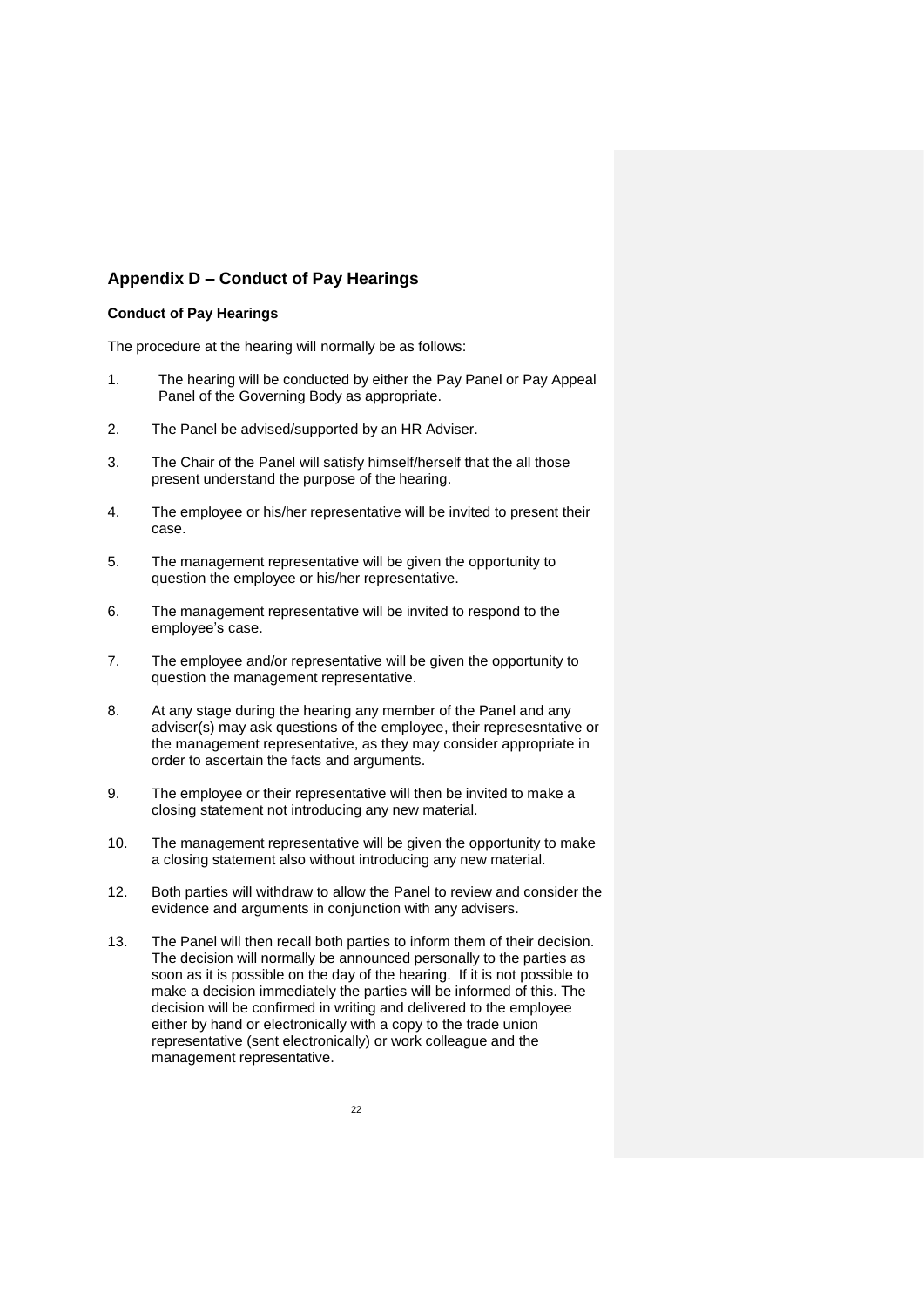## Appendix D – Conduct of Pay Hearings

### Conduct of Pay Hearings

The procedure at the hearing will normally be as follows:

1. The hearing will be conducted by either the Pay Panel or Pay Appeal Panel of the Governing Body as appropriate.

2. The Panel be advised/supported by an HR Adviser.

3. The Chair of the Panel will satisfy himself/herself that the all those present understand the purpose of the hearing.

4. The employee or his/her representative will be invited to present their case.

5. The management representative will be given the opportunity to question the employee or his/her representative.

6. The management representative will be invited to respond to the employee's case.

7. The employee and/or representative will be given the opportunity to question the management representative.

8. At any stage during the hearing any member of the Panel and any adviser(s) may ask questions of the employee, their represesntative or the management representative, as they may consider appropriate in order to ascertain the facts and arguments.

9. The employee or their representative will then be invited to make a closing statement not introducing any new material.

10. The management representative will be given the opportunity to make a closing statement also without introducing any new material.

12. Both parties will withdraw to allow the Panel to review and consider the evidence and arguments in conjunction with any advisers.

13. The Panel will then recall both parties to inform them of their decision. The decision will normally be announced personally to the parties as soon as it is possible on the day of the hearing. If it is not possible to make a decision immediately the parties will be informed of this. The decision will be confirmed in writing and delivered to the employee either by hand or electronically with a copy to the trade union representative (sent electronically) or work colleague and the management representative.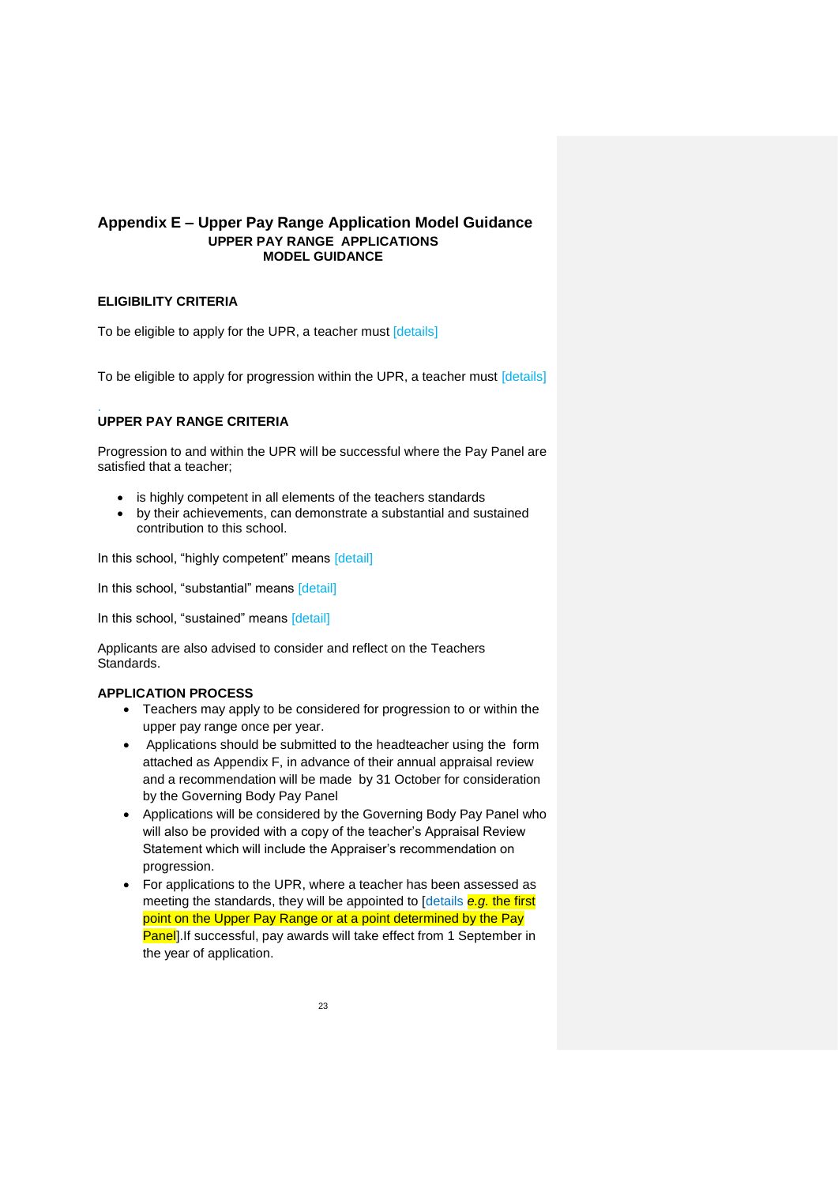# Appendix E – Upper Pay Range Application Model Guidance

**UPPER PAY RANGE APPLICATIONS**
**MODEL GUIDANCE**

**ELIGIBILITY CRITERIA**

To be eligible to apply for the UPR, a teacher must [details]

To be eligible to apply for progression within the UPR, a teacher must [details]

**UPPER PAY RANGE CRITERIA**

Progression to and within the UPR will be successful where the Pay Panel are satisfied that a teacher;

- is highly competent in all elements of the teachers standards
- by their achievements, can demonstrate a substantial and sustained contribution to this school.

In this school, "highly competent" means [detail]

In this school, "substantial" means [detail]

In this school, "sustained" means [detail]

Applicants are also advised to consider and reflect on the Teachers Standards.

**APPLICATION PROCESS**

- Teachers may apply to be considered for progression to or within the upper pay range once per year.
- Applications should be submitted to the headteacher using the form attached as Appendix F, in advance of their annual appraisal review and a recommendation will be made by 31 October for consideration by the Governing Body Pay Panel
- Applications will be considered by the Governing Body Pay Panel who will also be provided with a copy of the teacher's Appraisal Review Statement which will include the Appraiser's recommendation on progression.
- For applications to the UPR, where a teacher has been assessed as meeting the standards, they will be appointed to [details *e.g.* the first point on the Upper Pay Range or at a point determined by the Pay Panel].If successful, pay awards will take effect from 1 September in the year of application.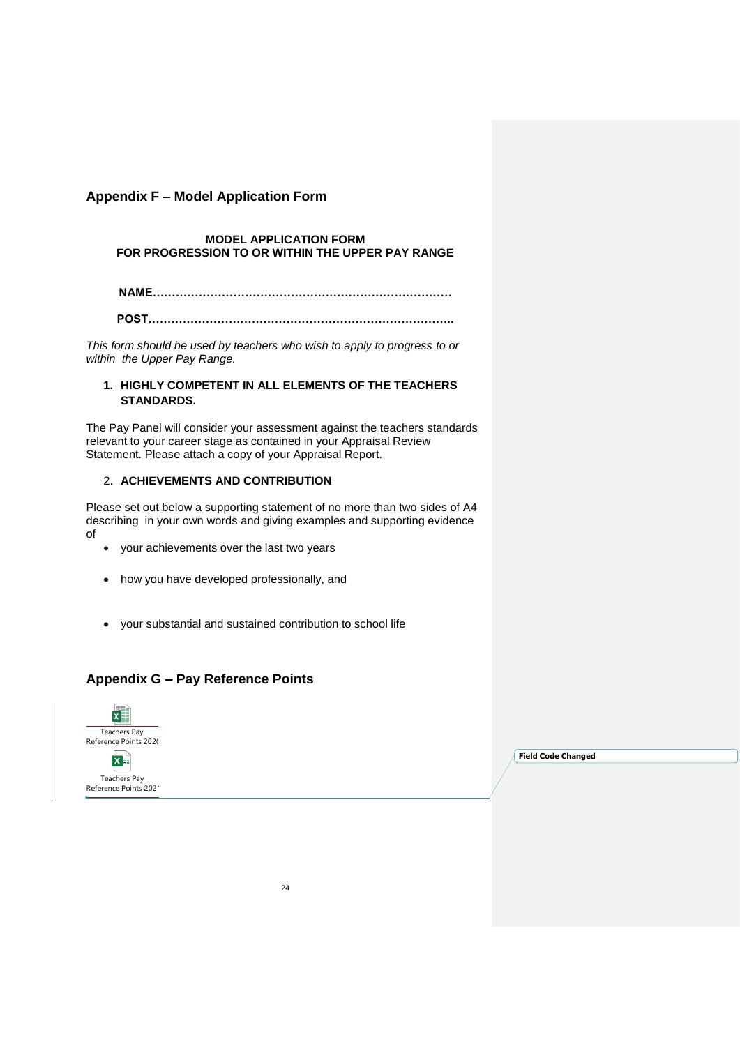## Appendix F – Model Application Form

**MODEL APPLICATION FORM**
**FOR PROGRESSION TO OR WITHIN THE UPPER PAY RANGE**

**NAME……………………………………………………………………**

**POST…………………………………………………………………….**

*This form should be used by teachers who wish to apply to progress to or within the Upper Pay Range.*

1. **HIGHLY COMPETENT IN ALL ELEMENTS OF THE TEACHERS STANDARDS.**

The Pay Panel will consider your assessment against the teachers standards relevant to your career stage as contained in your Appraisal Review Statement. Please attach a copy of your Appraisal Report.

2. **ACHIEVEMENTS AND CONTRIBUTION**

Please set out below a supporting statement of no more than two sides of A4 describing in your own words and giving examples and supporting evidence of

- your achievements over the last two years
- how you have developed professionally, and
- your substantial and sustained contribution to school life

## Appendix G – Pay Reference Points

Teachers Pay Reference Points 2020

Teachers Pay Reference Points 2021